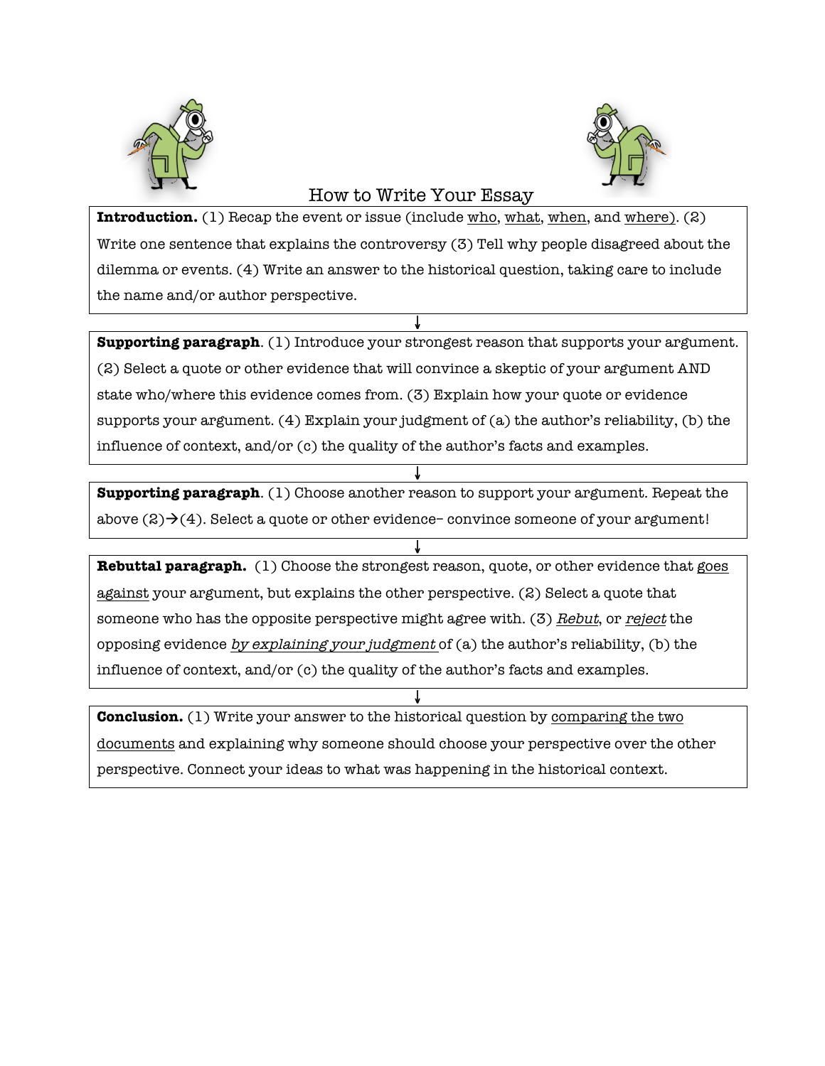# How to Write Your Essay

**Introduction.** (1) Recap the event or issue (include who, what, when, and where). (2) Write one sentence that explains the controversy (3) Tell why people disagreed about the dilemma or events. (4) Write an answer to the historical question, taking care to include the name and/or author perspective.

↓

**Supporting paragraph**. (1) Introduce your strongest reason that supports your argument. (2) Select a quote or other evidence that will convince a skeptic of your argument AND state who/where this evidence comes from. (3) Explain how your quote or evidence supports your argument. (4) Explain your judgment of (a) the author's reliability, (b) the influence of context, and/or (c) the quality of the author's facts and examples.

↓

**Supporting paragraph**. (1) Choose another reason to support your argument. Repeat the above (2)→(4). Select a quote or other evidence– convince someone of your argument!

↓

**Rebuttal paragraph.** (1) Choose the strongest reason, quote, or other evidence that goes against your argument, but explains the other perspective. (2) Select a quote that someone who has the opposite perspective might agree with. (3) *Rebut*, or *reject* the opposing evidence *by explaining your judgment* of (a) the author's reliability, (b) the influence of context, and/or (c) the quality of the author's facts and examples.

↓

**Conclusion.** (1) Write your answer to the historical question by comparing the two documents and explaining why someone should choose your perspective over the other perspective. Connect your ideas to what was happening in the historical context.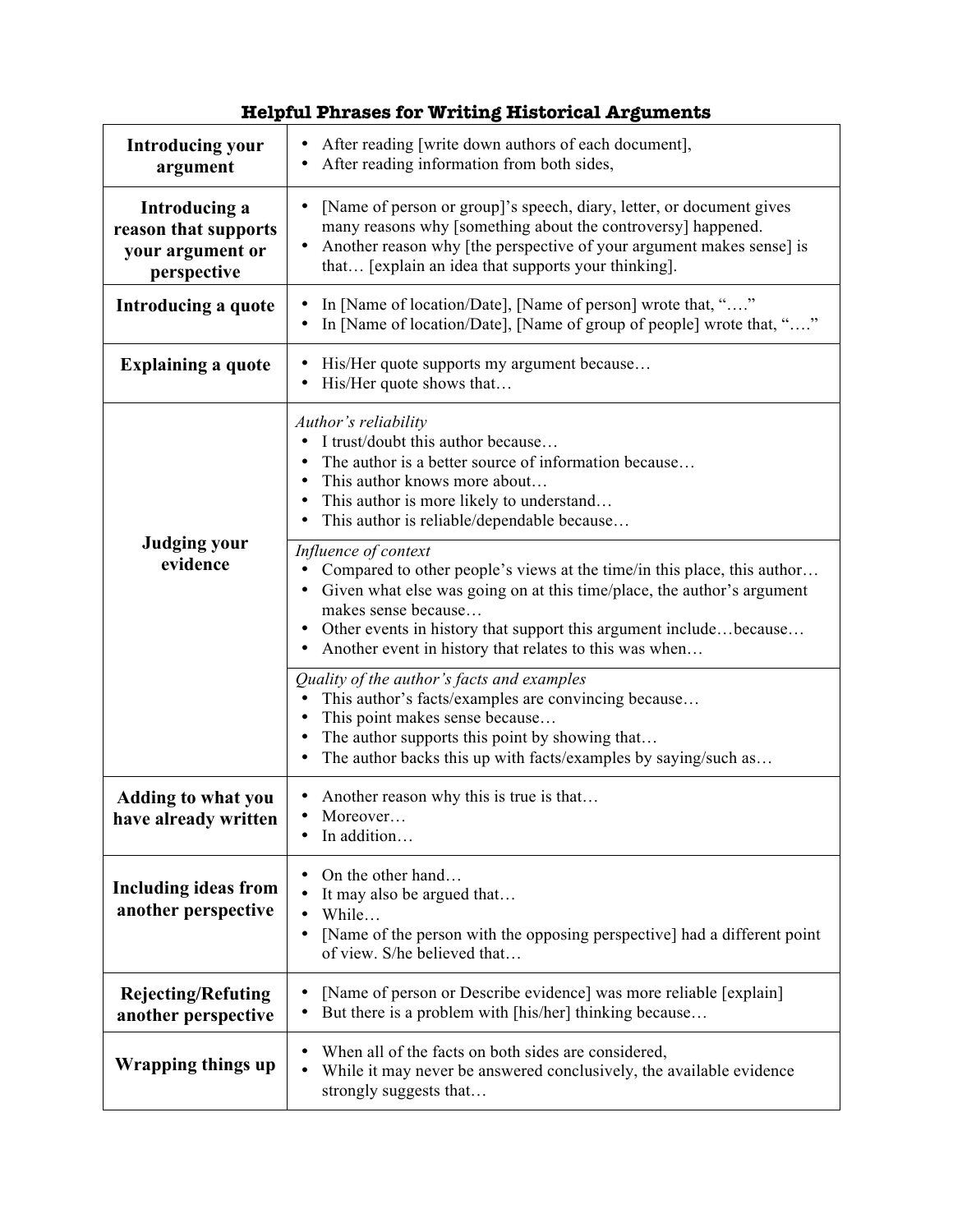# Helpful Phrases for Writing Historical Arguments

| | |
|---|---|
| **Introducing your argument** | • After reading [write down authors of each document],<br>• After reading information from both sides, |
| **Introducing a reason that supports your argument or perspective** | • [Name of person or group]'s speech, diary, letter, or document gives many reasons why [something about the controversy] happened.<br>• Another reason why [the perspective of your argument makes sense] is that… [explain an idea that supports your thinking]. |
| **Introducing a quote** | • In [Name of location/Date], [Name of person] wrote that, "…."<br>• In [Name of location/Date], [Name of group of people] wrote that, "…." |
| **Explaining a quote** | • His/Her quote supports my argument because…<br>• His/Her quote shows that… |
| **Judging your evidence** | *Author's reliability*<br>• I trust/doubt this author because…<br>• The author is a better source of information because…<br>• This author knows more about…<br>• This author is more likely to understand…<br>• This author is reliable/dependable because… |
| | *Influence of context*<br>• Compared to other people's views at the time/in this place, this author…<br>• Given what else was going on at this time/place, the author's argument makes sense because…<br>• Other events in history that support this argument include…because…<br>• Another event in history that relates to this was when… |
| | *Quality of the author's facts and examples*<br>• This author's facts/examples are convincing because…<br>• This point makes sense because…<br>• The author supports this point by showing that…<br>• The author backs this up with facts/examples by saying/such as… |
| **Adding to what you have already written** | • Another reason why this is true is that…<br>• Moreover…<br>• In addition… |
| **Including ideas from another perspective** | • On the other hand…<br>• It may also be argued that…<br>• While…<br>• [Name of the person with the opposing perspective] had a different point of view. S/he believed that… |
| **Rejecting/Refuting another perspective** | • [Name of person or Describe evidence] was more reliable [explain]<br>• But there is a problem with [his/her] thinking because… |
| **Wrapping things up** | • When all of the facts on both sides are considered,<br>• While it may never be answered conclusively, the available evidence strongly suggests that… |